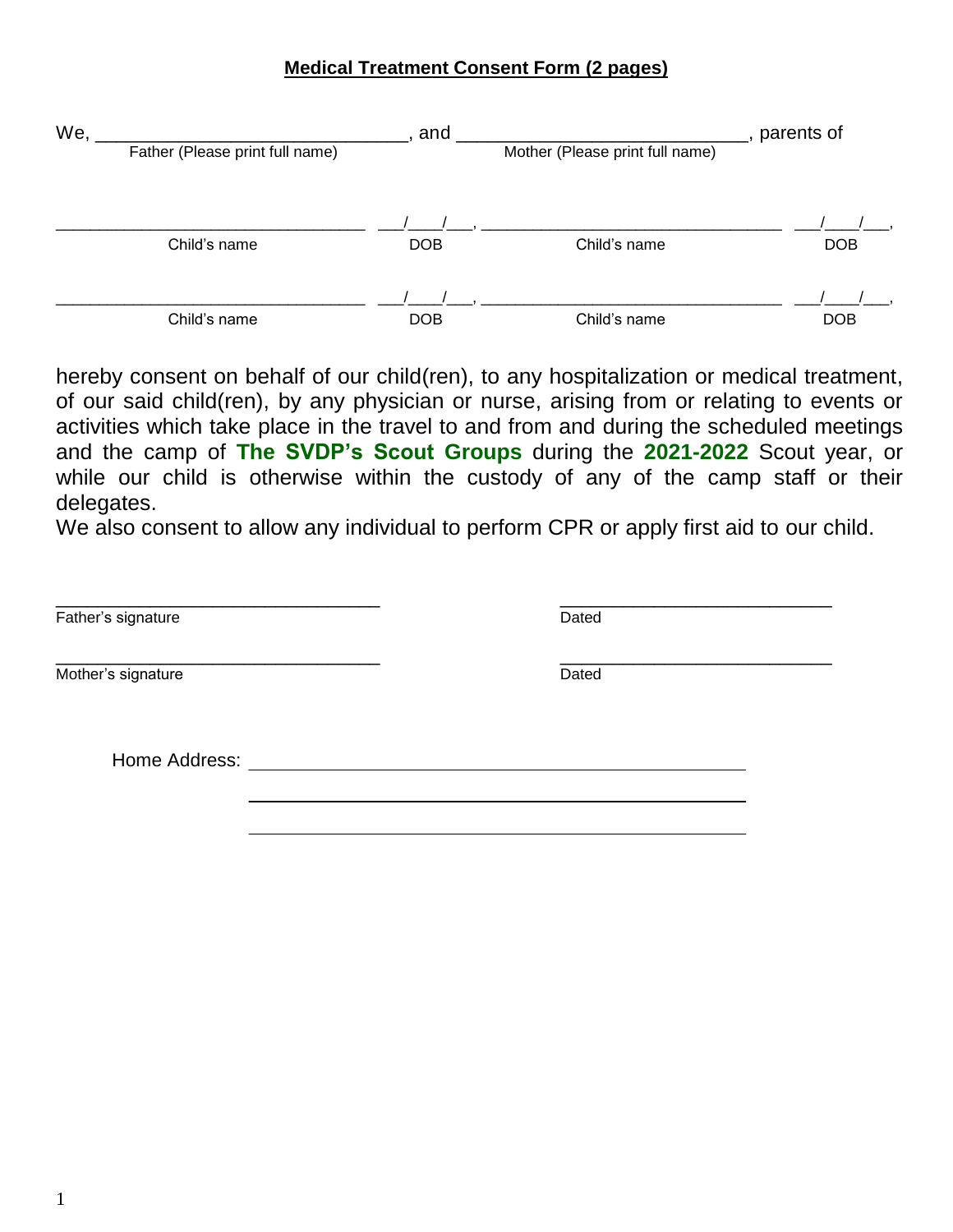**Medical Treatment Consent Form (2 pages)**

We, ______________________________, and ____________________________, parents of
Father (Please print full name) — Mother (Please print full name)

_________________________________ ___/____/___, _________________________________ ___/____/___,
Child's name — DOB — Child's name — DOB

_________________________________ ___/____/___, _________________________________ ___/____/___,
Child's name — DOB — Child's name — DOB

hereby consent on behalf of our child(ren), to any hospitalization or medical treatment, of our said child(ren), by any physician or nurse, arising from or relating to events or activities which take place in the travel to and from and during the scheduled meetings and the camp of **The SVDP's Scout Groups** during the **2021-2022** Scout year, or while our child is otherwise within the custody of any of the camp staff or their delegates.

We also consent to allow any individual to perform CPR or apply first aid to our child.

_________________________________ _____________________________
Father's signature — Dated

_________________________________ _____________________________
Mother's signature — Dated

Home Address: ____________________________________________
____________________________________________
____________________________________________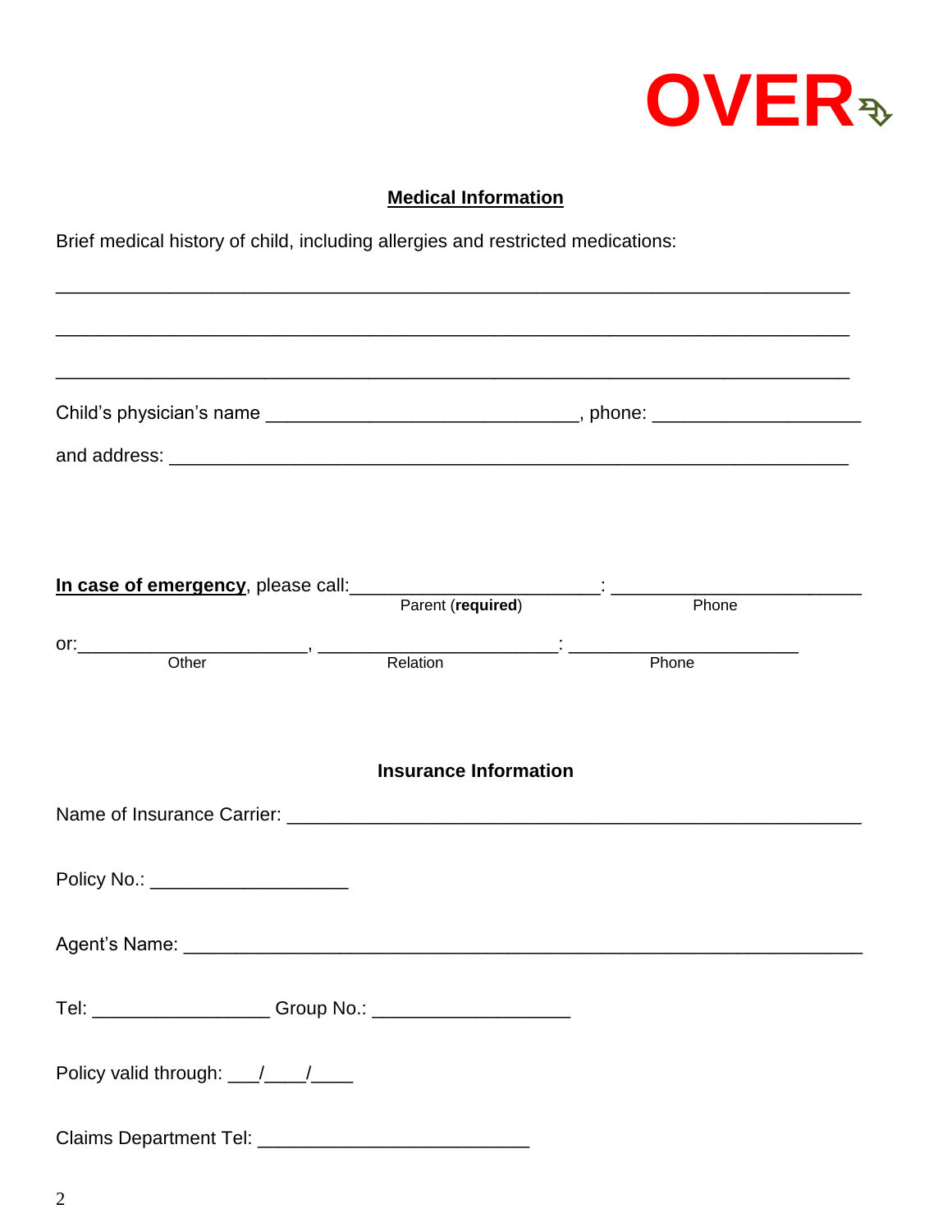**OVER**

## Medical Information

Brief medical history of child, including allergies and restricted medications:

______________________________________________________________________

______________________________________________________________________

______________________________________________________________________

Child's physician's name ______________________________, phone: ____________________

and address: _________________________________________________________________

**In case of emergency**, please call:________________________: ________________________
Parent (**required**) Phone

or:______________________, ________________________: ______________________
Other Relation Phone

## Insurance Information

Name of Insurance Carrier: ____________________________________________________

Policy No.: ___________________

Agent's Name: ________________________________________________________________

Tel: _________________ Group No.: ___________________

Policy valid through: ___/____/____

Claims Department Tel: __________________________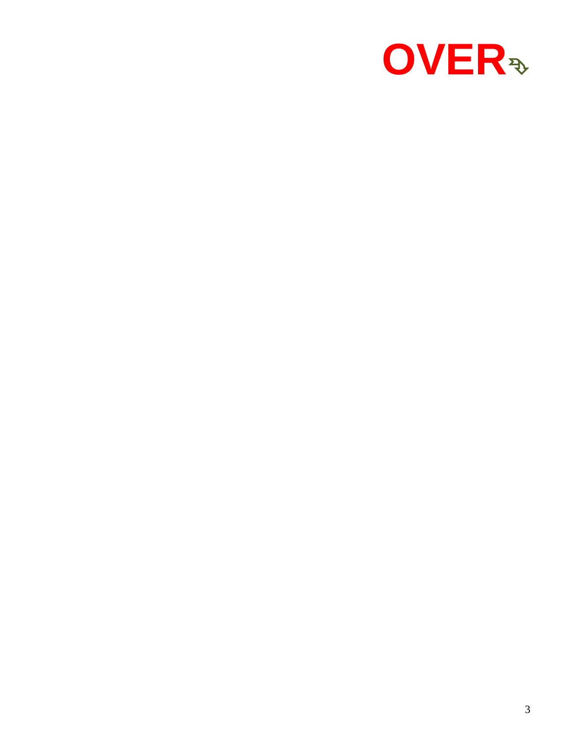**OVER**